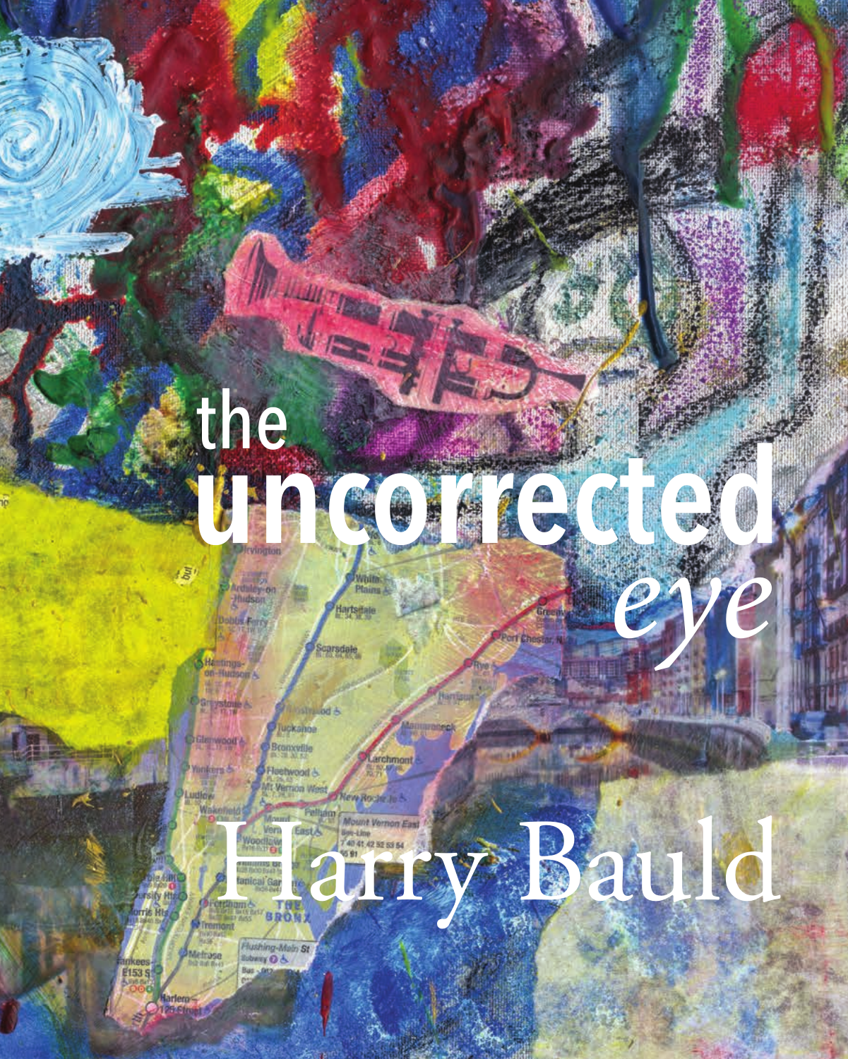# the uncorrected *eye*

Harry Bauld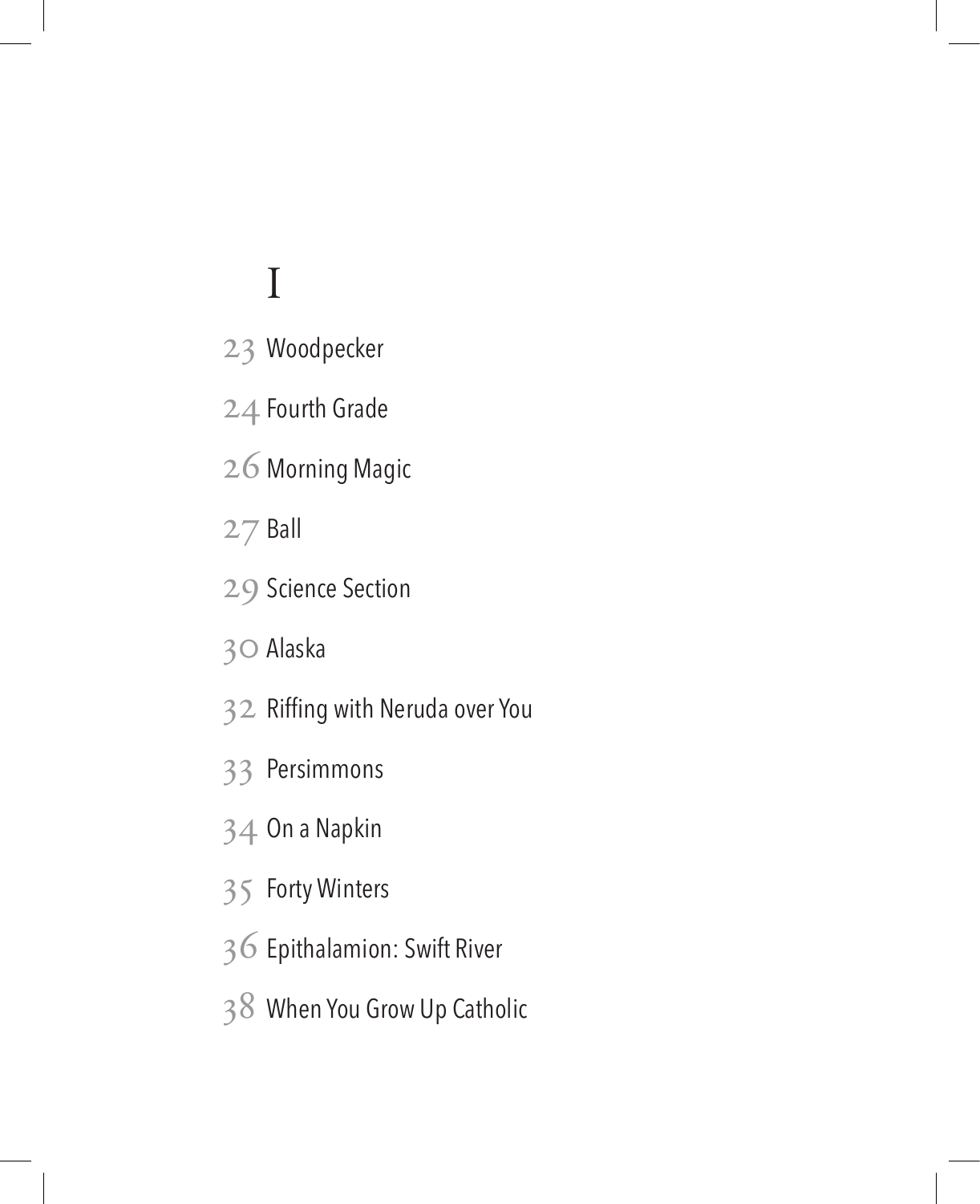# I

23 Woodpecker

24 Fourth Grade

26 Morning Magic

27 Ball

29 Science Section

30 Alaska

32 Riffing with Neruda over You

33 Persimmons

34 On a Napkin

35 Forty Winters

36 Epithalamion: Swift River

38 When You Grow Up Catholic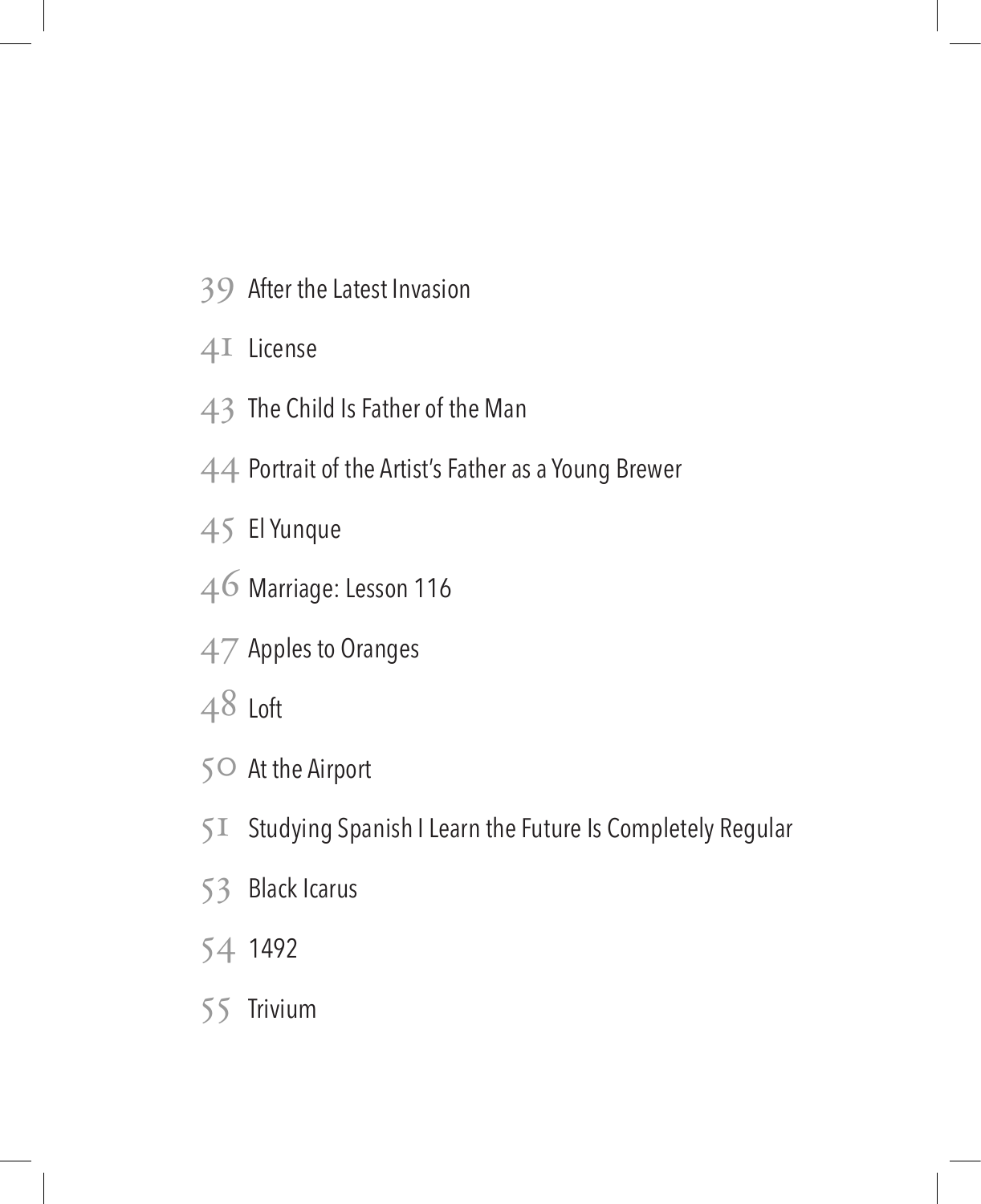39 After the Latest Invasion

41 License

43 The Child Is Father of the Man

44 Portrait of the Artist's Father as a Young Brewer

45 El Yunque

46 Marriage: Lesson 116

47 Apples to Oranges

48 Loft

50 At the Airport

51 Studying Spanish I Learn the Future Is Completely Regular

53 Black Icarus

54 1492

55 Trivium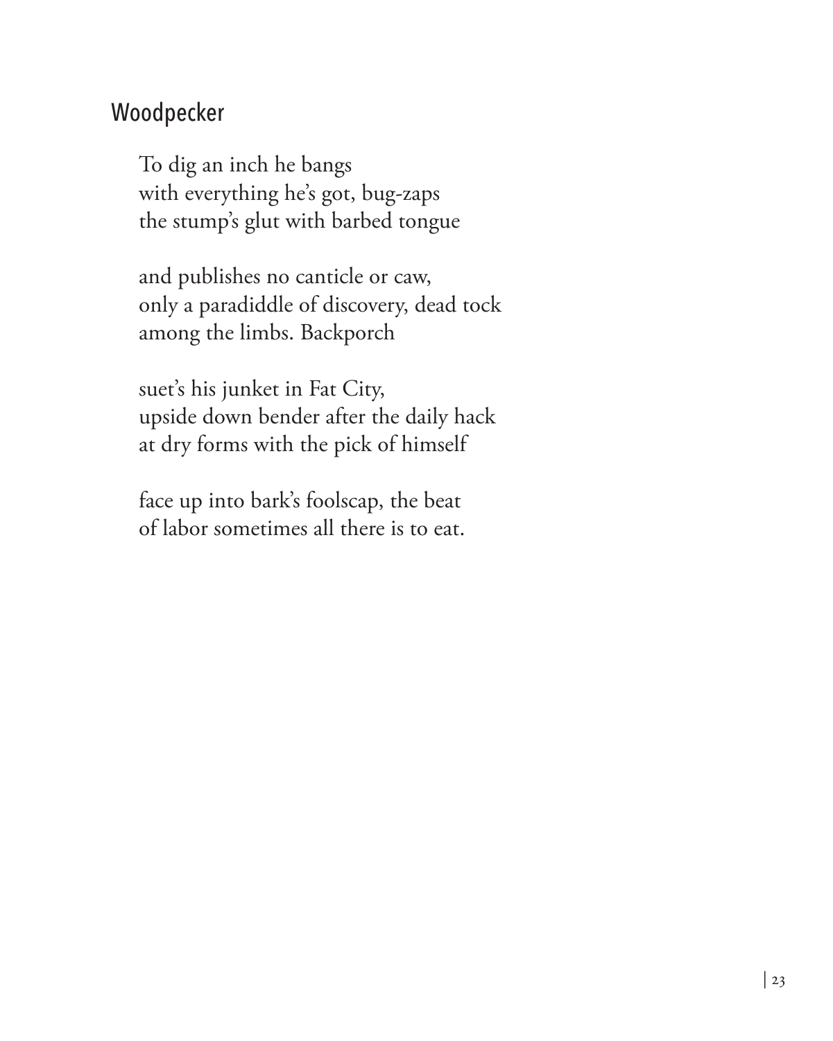## Woodpecker

To dig an inch he bangs  
with everything he's got, bug-zaps  
the stump's glut with barbed tongue

and publishes no canticle or caw,  
only a paradiddle of discovery, dead tock  
among the limbs. Backporch

suet's his junket in Fat City,  
upside down bender after the daily hack  
at dry forms with the pick of himself

face up into bark's foolscap, the beat  
of labor sometimes all there is to eat.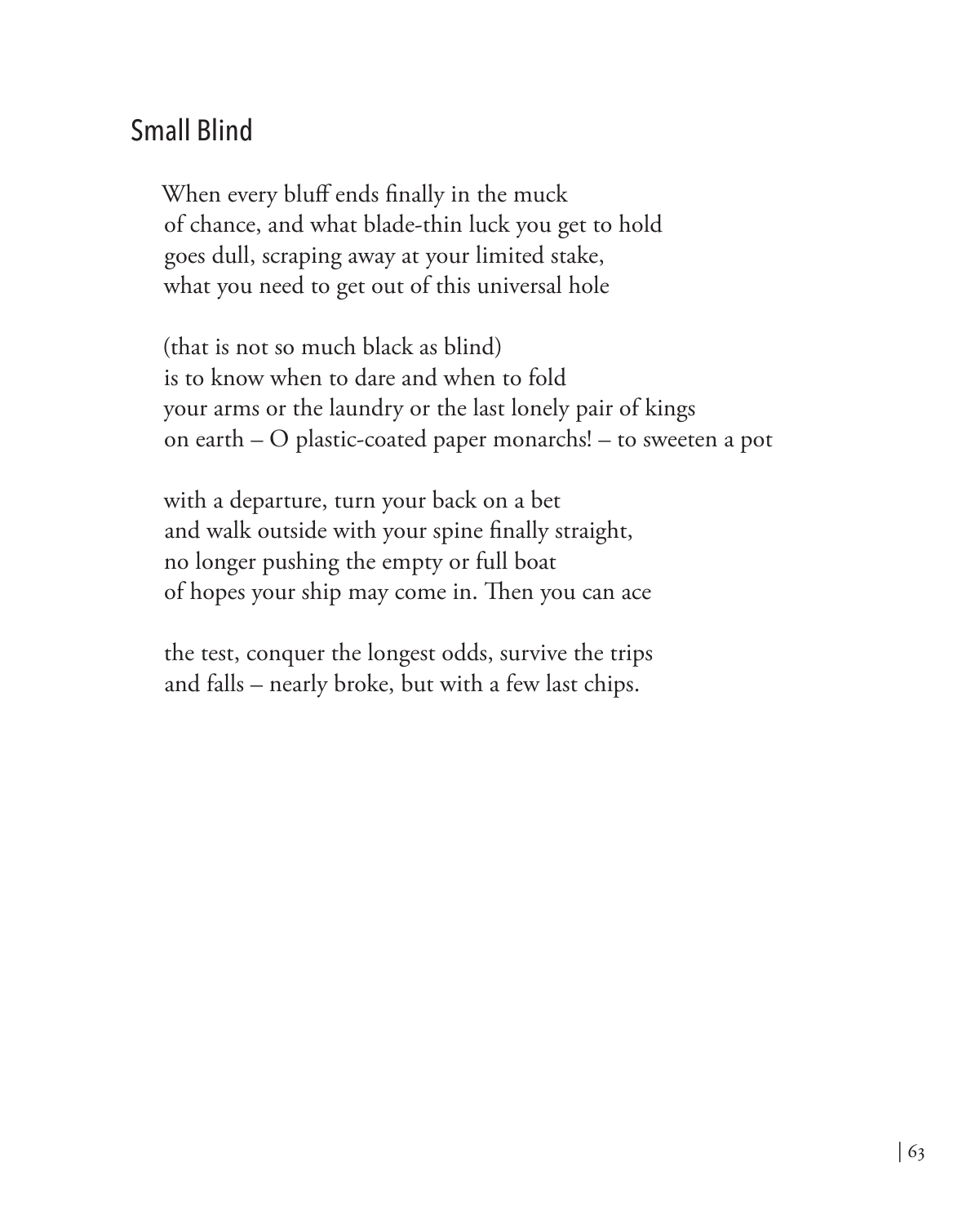## Small Blind

When every bluff ends finally in the muck  
of chance, and what blade-thin luck you get to hold  
goes dull, scraping away at your limited stake,  
what you need to get out of this universal hole

(that is not so much black as blind)  
is to know when to dare and when to fold  
your arms or the laundry or the last lonely pair of kings  
on earth – O plastic-coated paper monarchs! – to sweeten a pot

with a departure, turn your back on a bet  
and walk outside with your spine finally straight,  
no longer pushing the empty or full boat  
of hopes your ship may come in. Then you can ace

the test, conquer the longest odds, survive the trips  
and falls – nearly broke, but with a few last chips.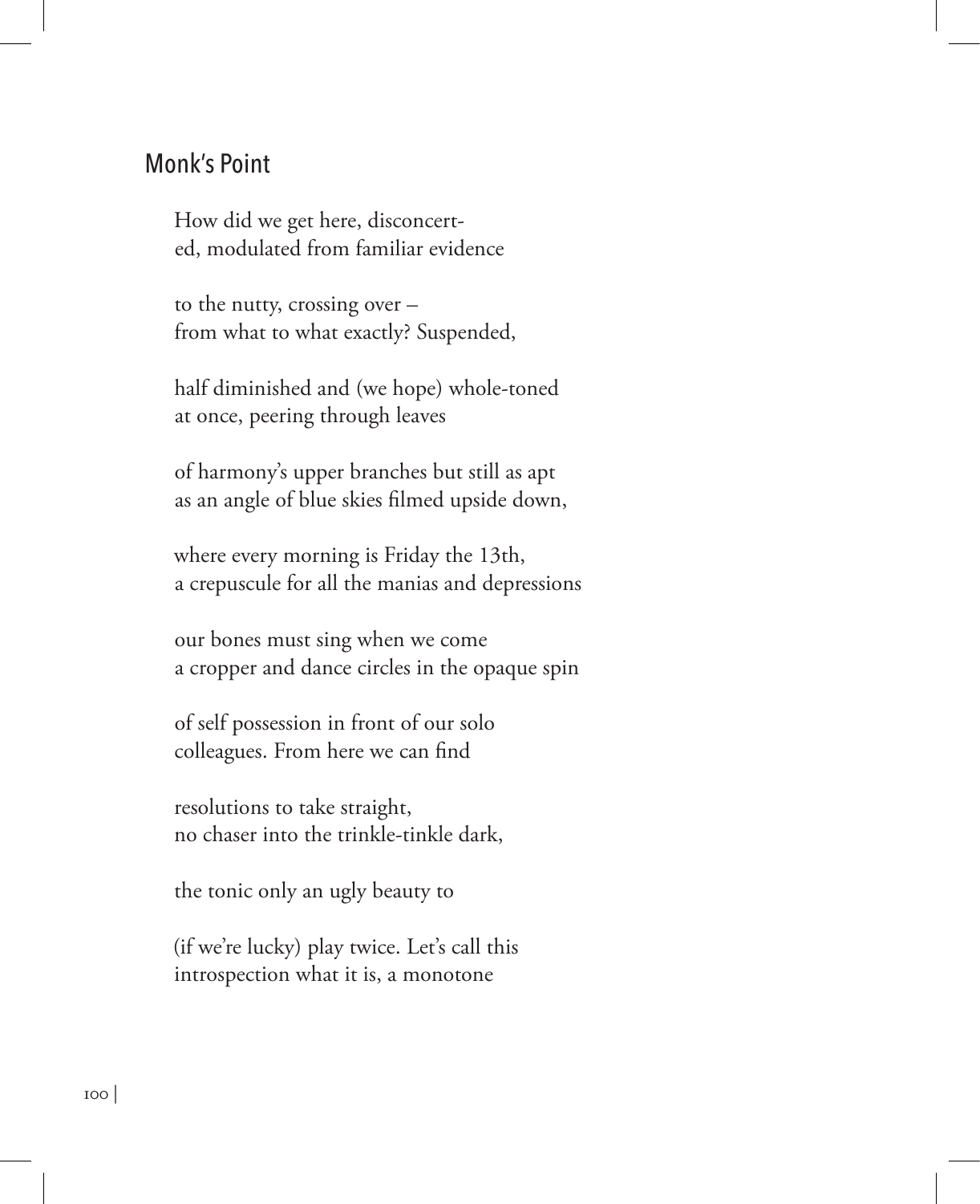## Monk's Point

How did we get here, disconcert-
ed, modulated from familiar evidence

to the nutty, crossing over –
from what to what exactly? Suspended,

half diminished and (we hope) whole-toned
at once, peering through leaves

of harmony's upper branches but still as apt
as an angle of blue skies filmed upside down,

where every morning is Friday the 13th,
a crepuscule for all the manias and depressions

our bones must sing when we come
a cropper and dance circles in the opaque spin

of self possession in front of our solo
colleagues. From here we can find

resolutions to take straight,
no chaser into the trinkle-tinkle dark,

the tonic only an ugly beauty to

(if we're lucky) play twice. Let's call this
introspection what it is, a monotone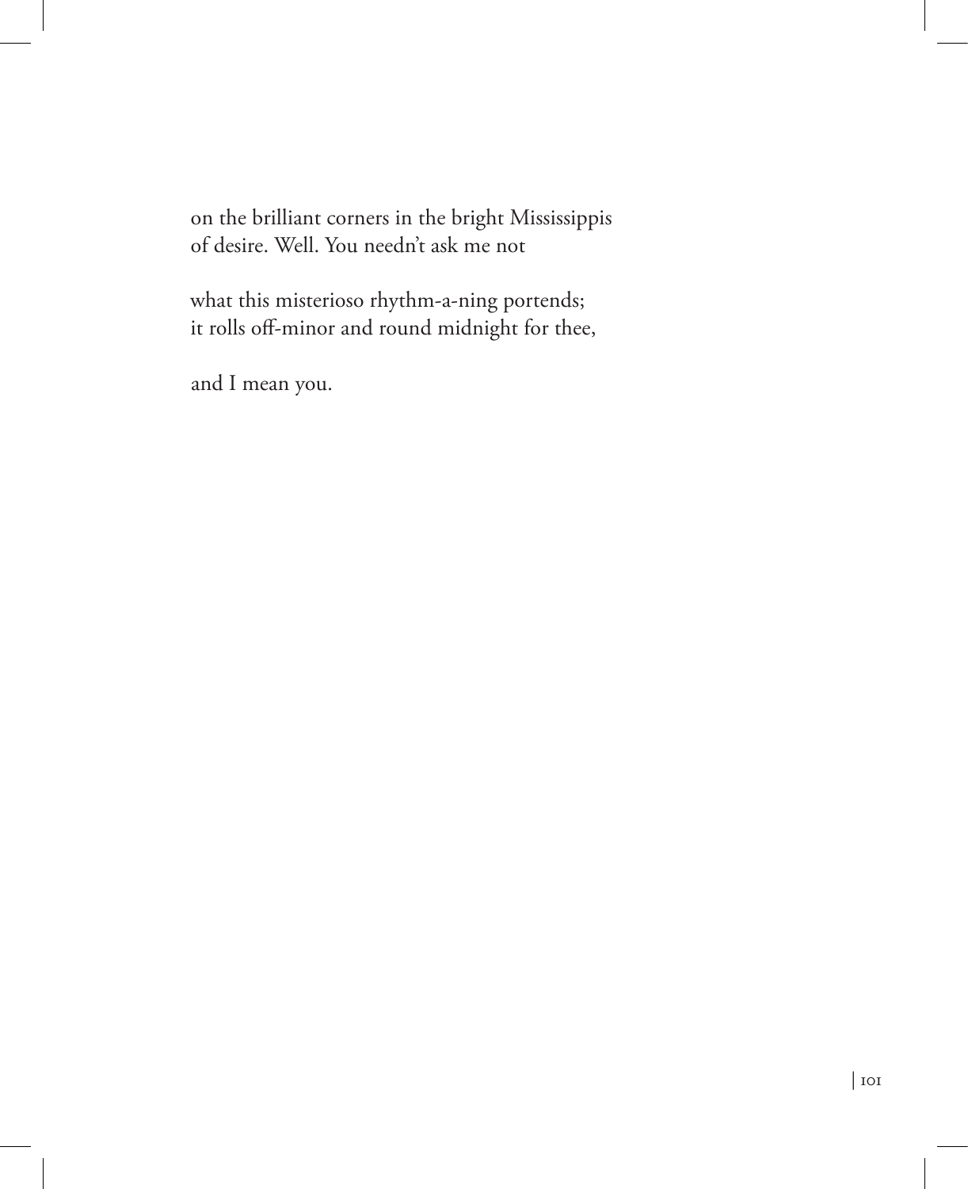on the brilliant corners in the bright Mississippis
of desire. Well. You needn't ask me not

what this misterioso rhythm-a-ning portends;
it rolls off-minor and round midnight for thee,

and I mean you.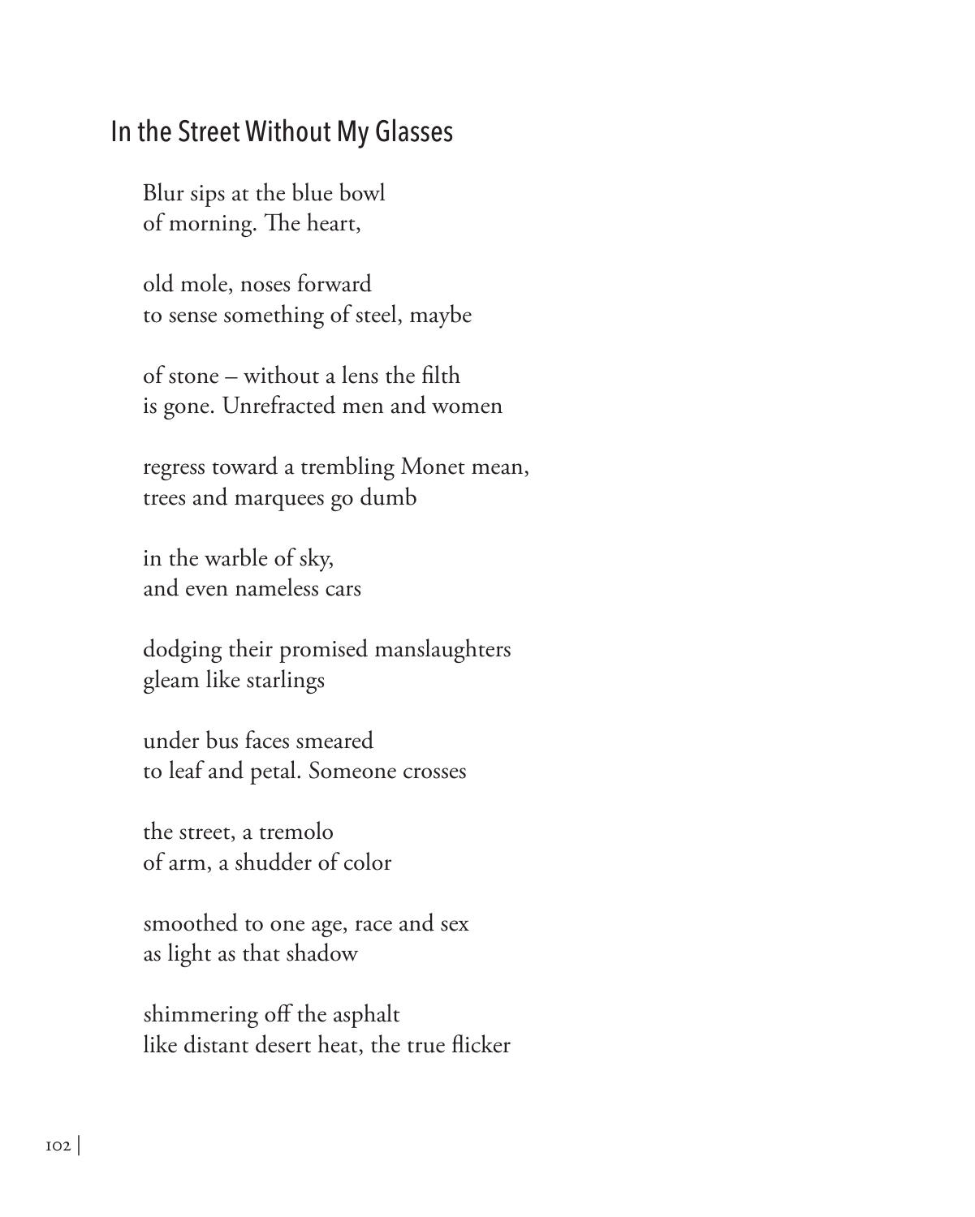## In the Street Without My Glasses

Blur sips at the blue bowl  
of morning. The heart,

old mole, noses forward  
to sense something of steel, maybe

of stone – without a lens the filth  
is gone. Unrefracted men and women

regress toward a trembling Monet mean,  
trees and marquees go dumb

in the warble of sky,  
and even nameless cars

dodging their promised manslaughters  
gleam like starlings

under bus faces smeared  
to leaf and petal. Someone crosses

the street, a tremolo  
of arm, a shudder of color

smoothed to one age, race and sex  
as light as that shadow

shimmering off the asphalt  
like distant desert heat, the true flicker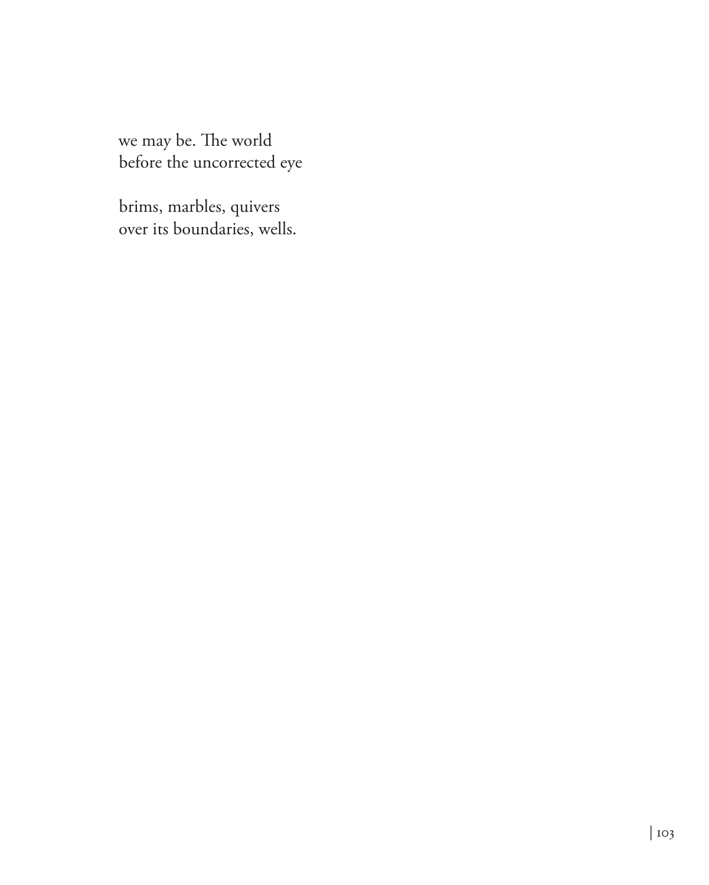we may be. The world  
before the uncorrected eye

brims, marbles, quivers  
over its boundaries, wells.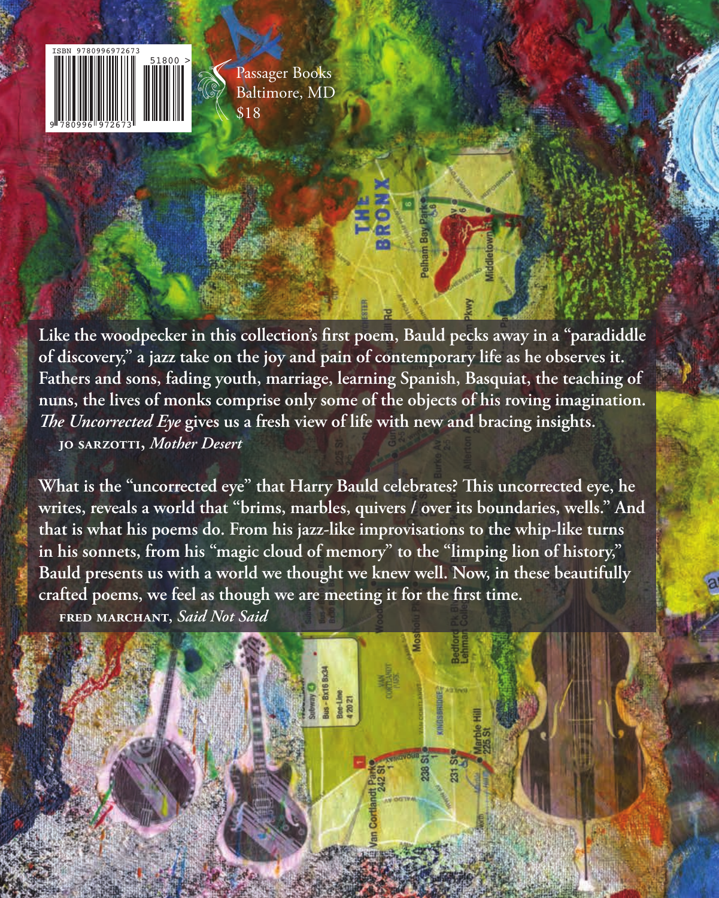ISBN 9780996972673

Passager Books
Baltimore, MD
$18

**Like the woodpecker in this collection's first poem, Bauld pecks away in a "paradiddle of discovery," a jazz take on the joy and pain of contemporary life as he observes it. Fathers and sons, fading youth, marriage, learning Spanish, Basquiat, the teaching of nuns, the lives of monks comprise only some of the objects of his roving imagination. *The Uncorrected Eye* gives us a fresh view of life with new and bracing insights.**

**JO SARZOTTI, *Mother Desert***

**What is the "uncorrected eye" that Harry Bauld celebrates? This uncorrected eye, he writes, reveals a world that "brims, marbles, quivers / over its boundaries, wells." And that is what his poems do. From his jazz-like improvisations to the whip-like turns in his sonnets, from his "magic cloud of memory" to the "limping lion of history," Bauld presents us with a world we thought we knew well. Now, in these beautifully crafted poems, we feel as though we are meeting it for the first time.**

**FRED MARCHANT, *Said Not Said***